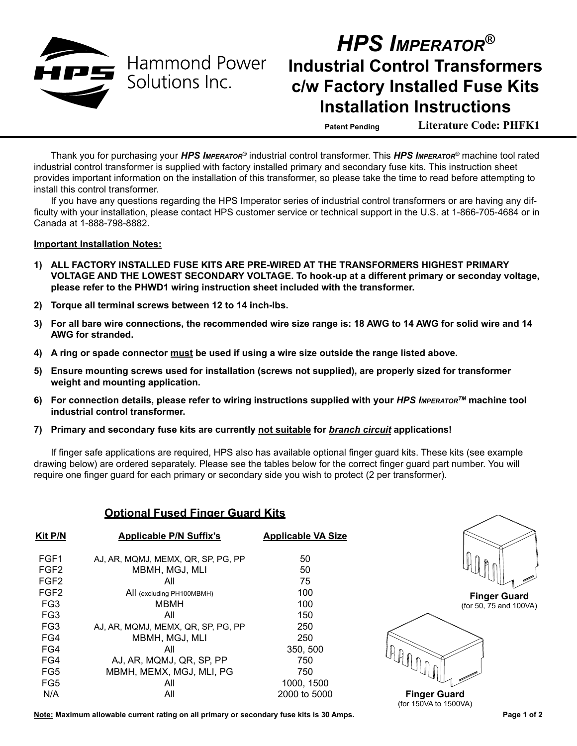# HPS IMPERATOR®

## Industrial Control Transformers c/w Factory Installed Fuse Kits Installation Instructions

Patent Pending Literature Code: PHFK1

Thank you for purchasing your ***HPS IMPERATOR®*** industrial control transformer. This ***HPS IMPERATOR®*** machine tool rated industrial control transformer is supplied with factory installed primary and secondary fuse kits. This instruction sheet provides important information on the installation of this transformer, so please take the time to read before attempting to install this control transformer.

If you have any questions regarding the HPS Imperator series of industrial control transformers or are having any difficulty with your installation, please contact HPS customer service or technical support in the U.S. at 1-866-705-4684 or in Canada at 1-888-798-8882.

**Important Installation Notes:**

1) **ALL FACTORY INSTALLED FUSE KITS ARE PRE-WIRED AT THE TRANSFORMERS HIGHEST PRIMARY VOLTAGE AND THE LOWEST SECONDARY VOLTAGE. To hook-up at a different primary or seconday voltage, please refer to the PHWD1 wiring instruction sheet included with the transformer.**
2) **Torque all terminal screws between 12 to 14 inch-lbs.**
3) **For all bare wire connections, the recommended wire size range is: 18 AWG to 14 AWG for solid wire and 14 AWG for stranded.**
4) **A ring or spade connector must be used if using a wire size outside the range listed above.**
5) **Ensure mounting screws used for installation (screws not supplied), are properly sized for transformer weight and mounting application.**
6) **For connection details, please refer to wiring instructions supplied with your *HPS IMPERATOR™* machine tool industrial control transformer.**
7) **Primary and secondary fuse kits are currently not suitable for *branch circuit* applications!**

If finger safe applications are required, HPS also has available optional finger guard kits. These kits (see example drawing below) are ordered separately. Please see the tables below for the correct finger guard part number. You will require one finger guard for each primary or secondary side you wish to protect (2 per transformer).

### Optional Fused Finger Guard Kits

| Kit P/N | Applicable P/N Suffix's | Applicable VA Size |
|---|---|---|
| FGF1 | AJ, AR, MQMJ, MEMX, QR, SP, PG, PP | 50 |
| FGF2 | MBMH, MGJ, MLI | 50 |
| FGF2 | All | 75 |
| FGF2 | All (excluding PH100MBMH) | 100 |
| FG3 | MBMH | 100 |
| FG3 | All | 150 |
| FG3 | AJ, AR, MQMJ, MEMX, QR, SP, PG, PP | 250 |
| FG4 | MBMH, MGJ, MLI | 250 |
| FG4 | All | 350, 500 |
| FG4 | AJ, AR, MQMJ, QR, SP, PP | 750 |
| FG5 | MBMH, MEMX, MGJ, MLI, PG | 750 |
| FG5 | All | 1000, 1500 |
| N/A | All | 2000 to 5000 |

**Finger Guard**
(for 50, 75 and 100VA)

**Finger Guard**
(for 150VA to 1500VA)

**Note: Maximum allowable current rating on all primary or secondary fuse kits is 30 Amps.**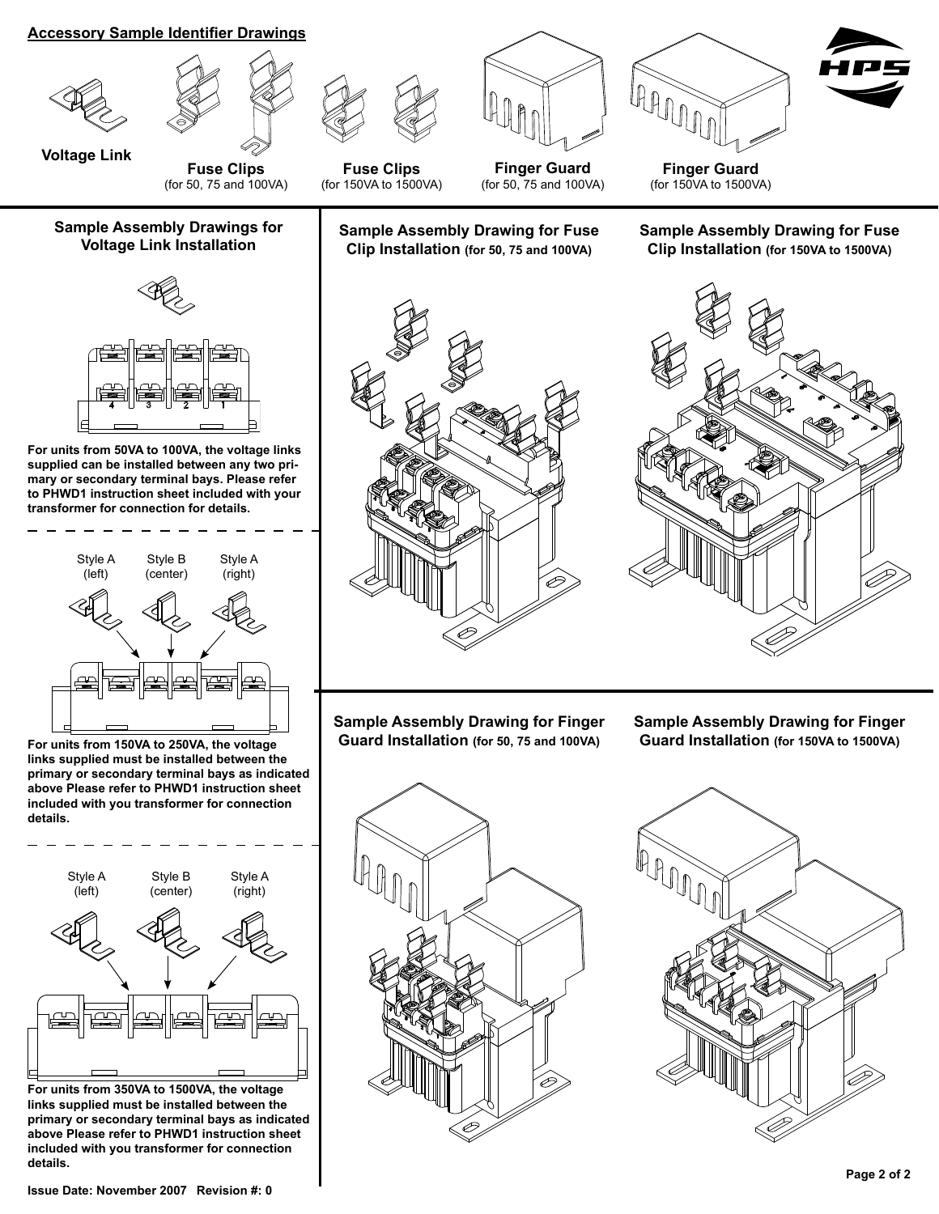## Accessory Sample Identifier Drawings

**Voltage Link**

**Fuse Clips**
(for 50, 75 and 100VA)

**Fuse Clips**
(for 150VA to 1500VA)

**Finger Guard**
(for 50, 75 and 100VA)

**Finger Guard**
(for 150VA to 1500VA)

### Sample Assembly Drawings for Voltage Link Installation

4 3 2 1

**For units from 50VA to 100VA, the voltage links supplied can be installed between any two primary or secondary terminal bays. Please refer to PHWD1 instruction sheet included with your transformer for connection for details.**

Style A (left) Style B (center) Style A (right)

**For units from 150VA to 250VA, the voltage links supplied must be installed between the primary or secondary terminal bays as indicated above Please refer to PHWD1 instruction sheet included with you transformer for connection details.**

Style A (left) Style B (center) Style A (right)

**For units from 350VA to 1500VA, the voltage links supplied must be installed between the primary or secondary terminal bays as indicated above Please refer to PHWD1 instruction sheet included with you transformer for connection details.**

### Sample Assembly Drawing for Fuse Clip Installation (for 50, 75 and 100VA)

### Sample Assembly Drawing for Fuse Clip Installation (for 150VA to 1500VA)

### Sample Assembly Drawing for Finger Guard Installation (for 50, 75 and 100VA)

### Sample Assembly Drawing for Finger Guard Installation (for 150VA to 1500VA)

**Issue Date: November 2007 Revision #: 0**